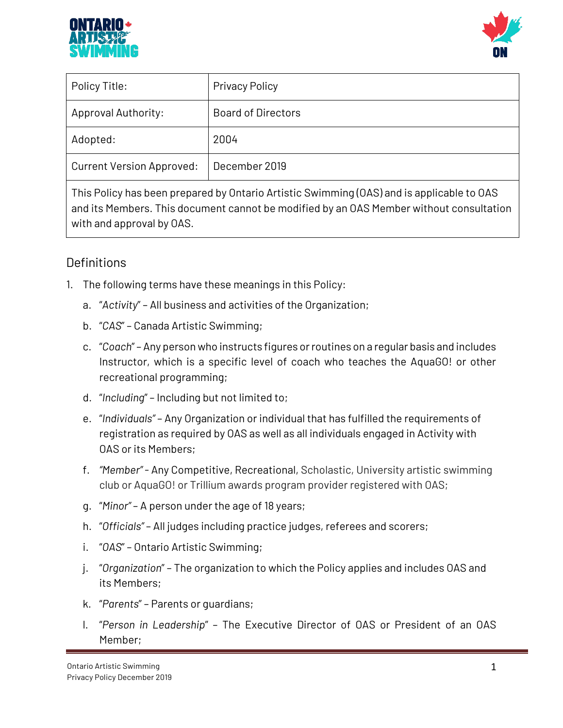| Policy Title: | Privacy Policy |
| --- | --- |
| Approval Authority: | Board of Directors |
| Adopted: | 2004 |
| Current Version Approved: | December 2019 |
| This Policy has been prepared by Ontario Artistic Swimming (OAS) and is applicable to OAS and its Members. This document cannot be modified by an OAS Member without consultation with and approval by OAS. | |

## Definitions

1. The following terms have these meanings in this Policy:
    a. "*Activity*" – All business and activities of the Organization;
    b. "*CAS*" – Canada Artistic Swimming;
    c. "*Coach*" – Any person who instructs figures or routines on a regular basis and includes Instructor, which is a specific level of coach who teaches the AquaGO! or other recreational programming;
    d. "*Including*" – Including but not limited to;
    e. "*Individuals*" – Any Organization or individual that has fulfilled the requirements of registration as required by OAS as well as all individuals engaged in Activity with OAS or its Members;
    f. *"Member"* - Any Competitive, Recreational, Scholastic, University artistic swimming club or AquaGO! or Trillium awards program provider registered with OAS;
    g. "*Minor*" – A person under the age of 18 years;
    h. "*Officials*" – All judges including practice judges, referees and scorers;
    i. "*OAS*" – Ontario Artistic Swimming;
    j. "*Organization*" – The organization to which the Policy applies and includes OAS and its Members;
    k. "*Parents*" – Parents or guardians;
    l. "*Person in Leadership*" – The Executive Director of OAS or President of an OAS Member;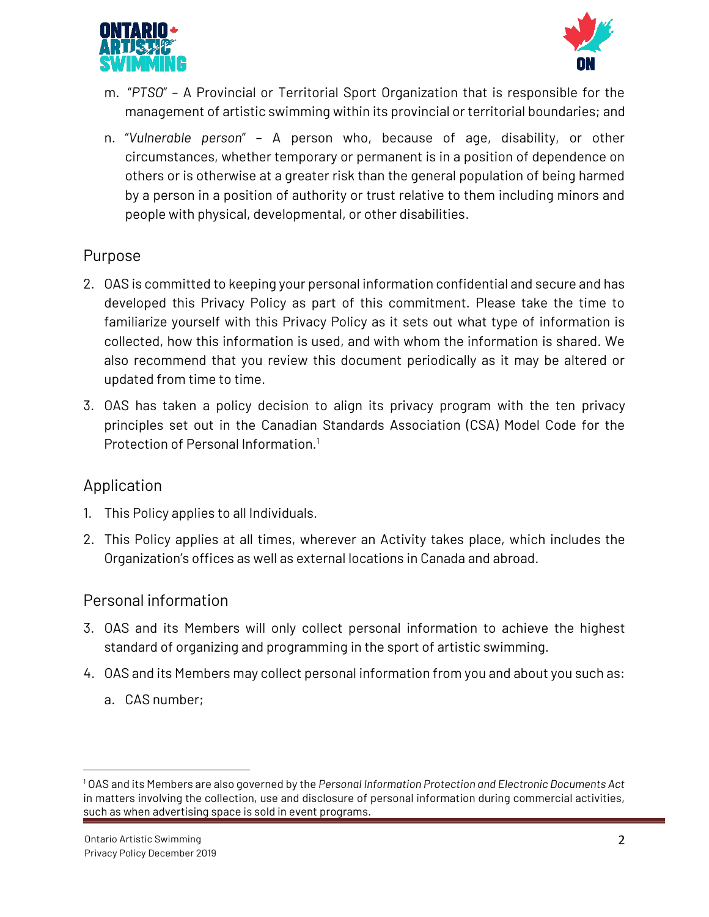m. "*PTSO*" – A Provincial or Territorial Sport Organization that is responsible for the management of artistic swimming within its provincial or territorial boundaries; and

n. "*Vulnerable person*" – A person who, because of age, disability, or other circumstances, whether temporary or permanent is in a position of dependence on others or is otherwise at a greater risk than the general population of being harmed by a person in a position of authority or trust relative to them including minors and people with physical, developmental, or other disabilities.

## Purpose

2. OAS is committed to keeping your personal information confidential and secure and has developed this Privacy Policy as part of this commitment. Please take the time to familiarize yourself with this Privacy Policy as it sets out what type of information is collected, how this information is used, and with whom the information is shared. We also recommend that you review this document periodically as it may be altered or updated from time to time.

3. OAS has taken a policy decision to align its privacy program with the ten privacy principles set out in the Canadian Standards Association (CSA) Model Code for the Protection of Personal Information.[1]

## Application

1. This Policy applies to all Individuals.

2. This Policy applies at all times, wherever an Activity takes place, which includes the Organization's offices as well as external locations in Canada and abroad.

## Personal information

3. OAS and its Members will only collect personal information to achieve the highest standard of organizing and programming in the sport of artistic swimming.

4. OAS and its Members may collect personal information from you and about you such as:

   a. CAS number;

---

[1] OAS and its Members are also governed by the *Personal Information Protection and Electronic Documents Act* in matters involving the collection, use and disclosure of personal information during commercial activities, such as when advertising space is sold in event programs.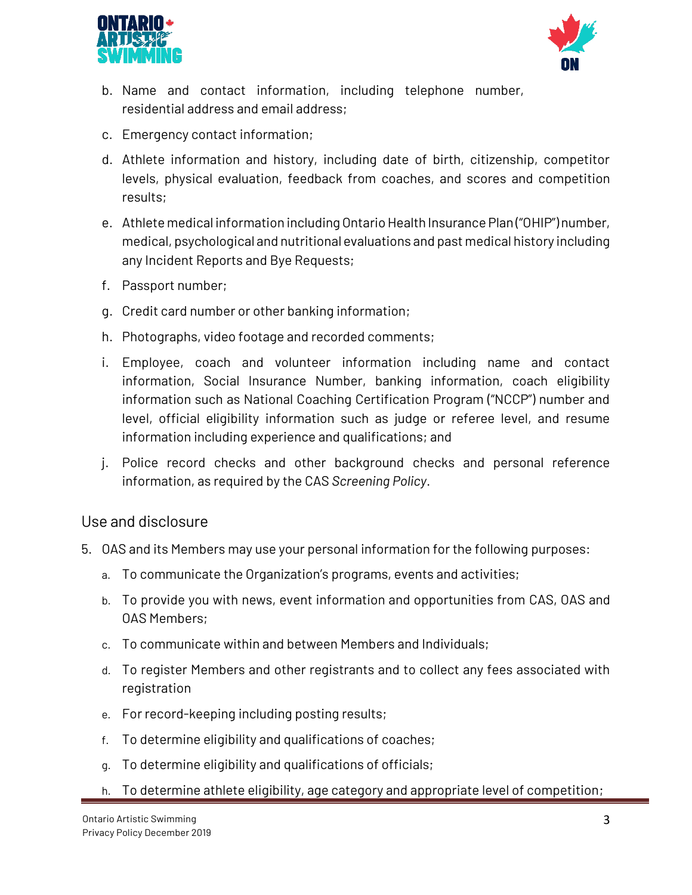b. Name and contact information, including telephone number, residential address and email address;

c. Emergency contact information;

d. Athlete information and history, including date of birth, citizenship, competitor levels, physical evaluation, feedback from coaches, and scores and competition results;

e. Athlete medical information including Ontario Health Insurance Plan ("OHIP") number, medical, psychological and nutritional evaluations and past medical history including any Incident Reports and Bye Requests;

f. Passport number;

g. Credit card number or other banking information;

h. Photographs, video footage and recorded comments;

i. Employee, coach and volunteer information including name and contact information, Social Insurance Number, banking information, coach eligibility information such as National Coaching Certification Program ("NCCP") number and level, official eligibility information such as judge or referee level, and resume information including experience and qualifications; and

j. Police record checks and other background checks and personal reference information, as required by the CAS *Screening Policy*.

## Use and disclosure

5. OAS and its Members may use your personal information for the following purposes:

   a. To communicate the Organization's programs, events and activities;

   b. To provide you with news, event information and opportunities from CAS, OAS and OAS Members;

   c. To communicate within and between Members and Individuals;

   d. To register Members and other registrants and to collect any fees associated with registration

   e. For record-keeping including posting results;

   f. To determine eligibility and qualifications of coaches;

   g. To determine eligibility and qualifications of officials;

   h. To determine athlete eligibility, age category and appropriate level of competition;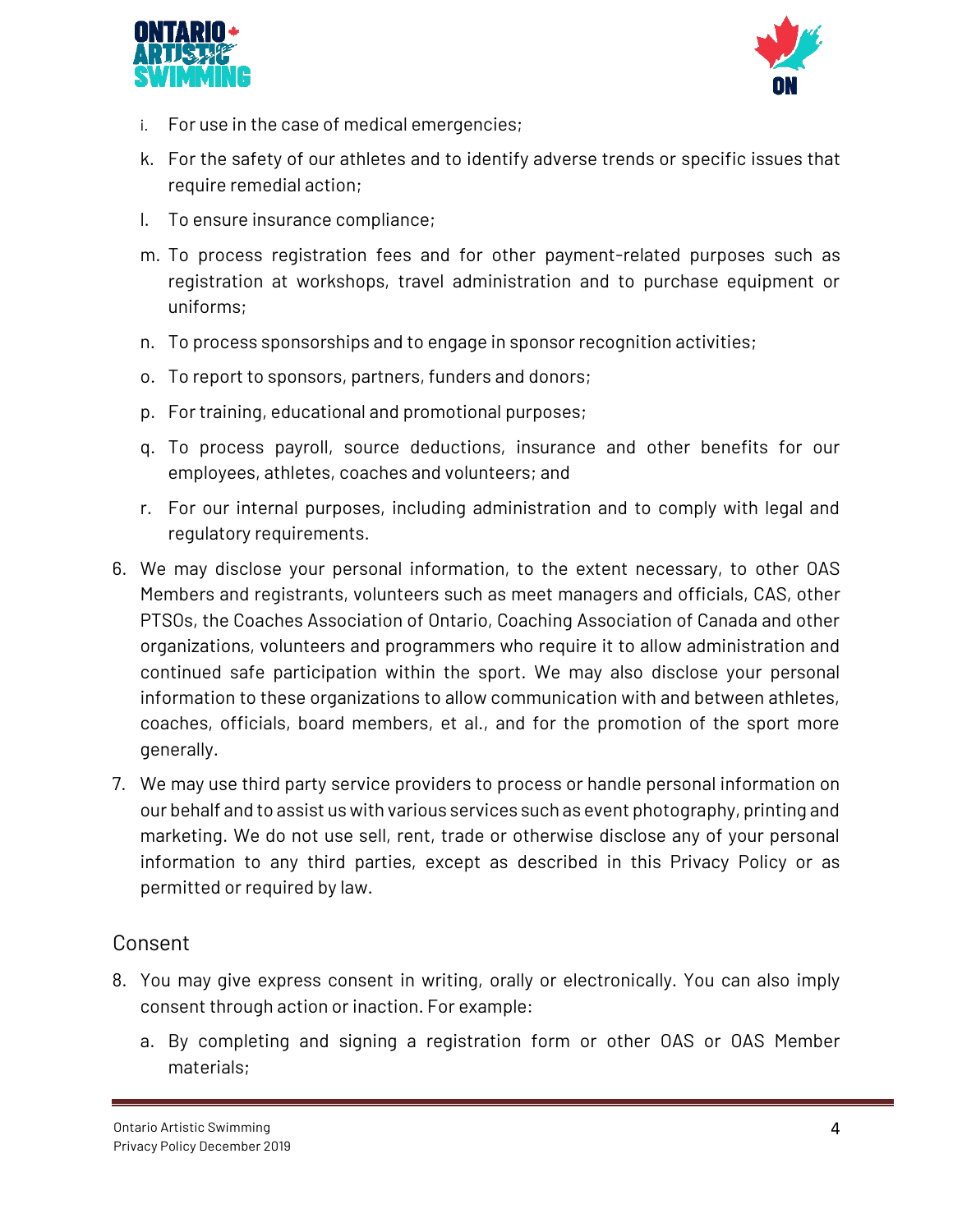j. For use in the case of medical emergencies;
k. For the safety of our athletes and to identify adverse trends or specific issues that require remedial action;
l. To ensure insurance compliance;
m. To process registration fees and for other payment-related purposes such as registration at workshops, travel administration and to purchase equipment or uniforms;
n. To process sponsorships and to engage in sponsor recognition activities;
o. To report to sponsors, partners, funders and donors;
p. For training, educational and promotional purposes;
q. To process payroll, source deductions, insurance and other benefits for our employees, athletes, coaches and volunteers; and
r. For our internal purposes, including administration and to comply with legal and regulatory requirements.

6. We may disclose your personal information, to the extent necessary, to other OAS Members and registrants, volunteers such as meet managers and officials, CAS, other PTSOs, the Coaches Association of Ontario, Coaching Association of Canada and other organizations, volunteers and programmers who require it to allow administration and continued safe participation within the sport. We may also disclose your personal information to these organizations to allow communication with and between athletes, coaches, officials, board members, et al., and for the promotion of the sport more generally.
7. We may use third party service providers to process or handle personal information on our behalf and to assist us with various services such as event photography, printing and marketing. We do not use sell, rent, trade or otherwise disclose any of your personal information to any third parties, except as described in this Privacy Policy or as permitted or required by law.

## Consent

8. You may give express consent in writing, orally or electronically. You can also imply consent through action or inaction. For example:
   a. By completing and signing a registration form or other OAS or OAS Member materials;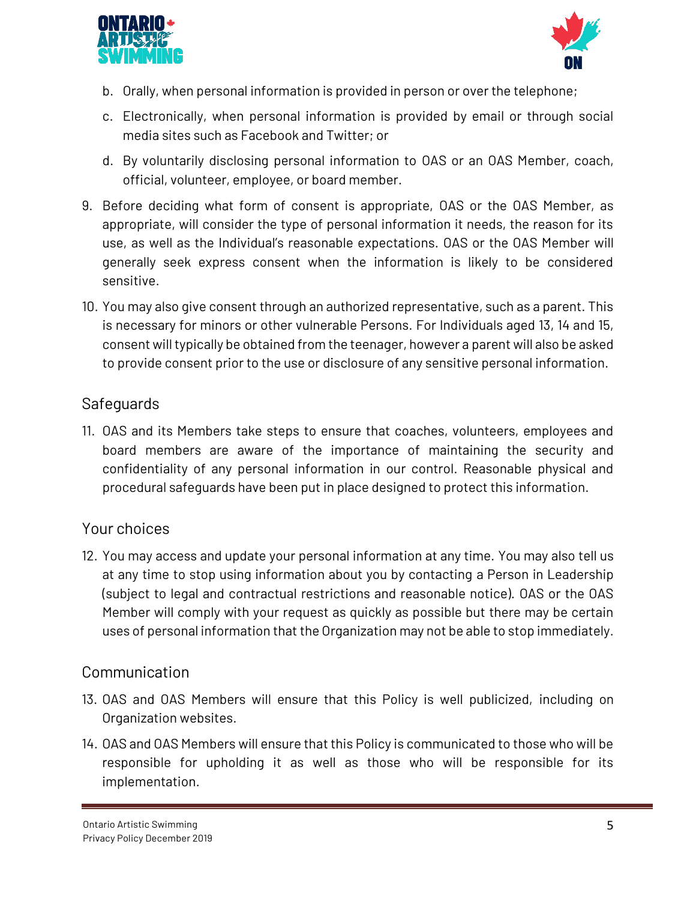b. Orally, when personal information is provided in person or over the telephone;

c. Electronically, when personal information is provided by email or through social media sites such as Facebook and Twitter; or

d. By voluntarily disclosing personal information to OAS or an OAS Member, coach, official, volunteer, employee, or board member.

9. Before deciding what form of consent is appropriate, OAS or the OAS Member, as appropriate, will consider the type of personal information it needs, the reason for its use, as well as the Individual's reasonable expectations. OAS or the OAS Member will generally seek express consent when the information is likely to be considered sensitive.

10. You may also give consent through an authorized representative, such as a parent. This is necessary for minors or other vulnerable Persons. For Individuals aged 13, 14 and 15, consent will typically be obtained from the teenager, however a parent will also be asked to provide consent prior to the use or disclosure of any sensitive personal information.

## Safeguards

11. OAS and its Members take steps to ensure that coaches, volunteers, employees and board members are aware of the importance of maintaining the security and confidentiality of any personal information in our control. Reasonable physical and procedural safeguards have been put in place designed to protect this information.

## Your choices

12. You may access and update your personal information at any time. You may also tell us at any time to stop using information about you by contacting a Person in Leadership (subject to legal and contractual restrictions and reasonable notice). OAS or the OAS Member will comply with your request as quickly as possible but there may be certain uses of personal information that the Organization may not be able to stop immediately.

## Communication

13. OAS and OAS Members will ensure that this Policy is well publicized, including on Organization websites.

14. OAS and OAS Members will ensure that this Policy is communicated to those who will be responsible for upholding it as well as those who will be responsible for its implementation.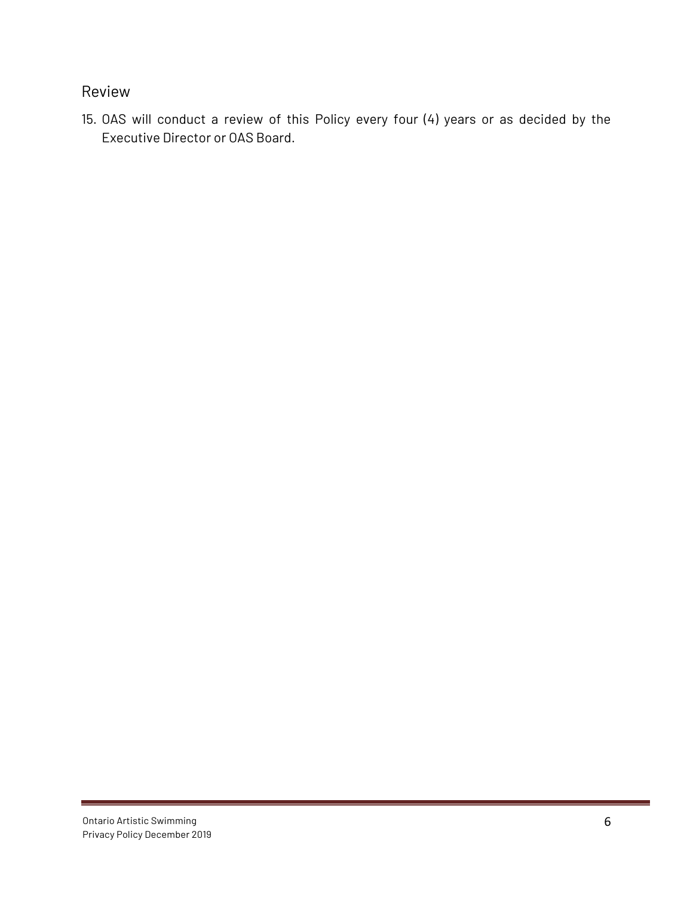## Review

15. OAS will conduct a review of this Policy every four (4) years or as decided by the Executive Director or OAS Board.